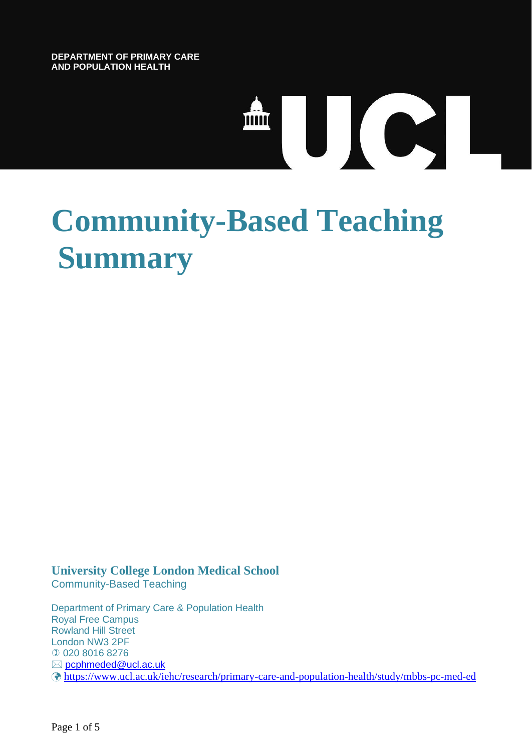**DEPARTMENT OF PRIMARY CARE AND POPULATION HEALTH**

UCL

# Community-Based Teaching Summary

**University College London Medical School**
Community-Based Teaching

Department of Primary Care & Population Health
Royal Free Campus
Rowland Hill Street
London NW3 2PF
020 8016 8276
pcphmeded@ucl.ac.uk
https://www.ucl.ac.uk/iehc/research/primary-care-and-population-health/study/mbbs-pc-med-ed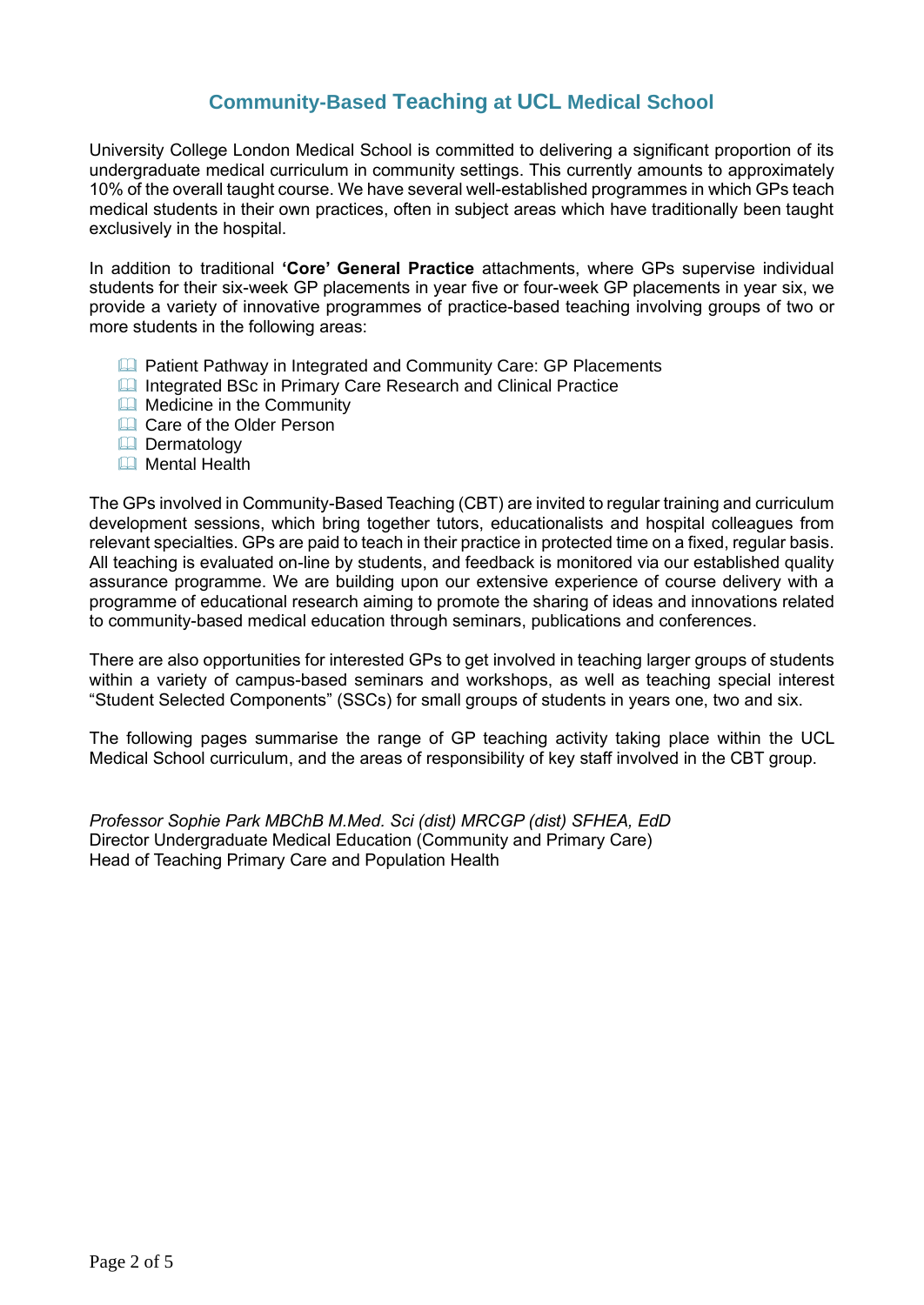# Community-Based Teaching at UCL Medical School

University College London Medical School is committed to delivering a significant proportion of its undergraduate medical curriculum in community settings. This currently amounts to approximately 10% of the overall taught course. We have several well-established programmes in which GPs teach medical students in their own practices, often in subject areas which have traditionally been taught exclusively in the hospital.

In addition to traditional **'Core' General Practice** attachments, where GPs supervise individual students for their six-week GP placements in year five or four-week GP placements in year six, we provide a variety of innovative programmes of practice-based teaching involving groups of two or more students in the following areas:

- Patient Pathway in Integrated and Community Care: GP Placements
- Integrated BSc in Primary Care Research and Clinical Practice
- Medicine in the Community
- Care of the Older Person
- Dermatology
- Mental Health

The GPs involved in Community-Based Teaching (CBT) are invited to regular training and curriculum development sessions, which bring together tutors, educationalists and hospital colleagues from relevant specialties. GPs are paid to teach in their practice in protected time on a fixed, regular basis. All teaching is evaluated on-line by students, and feedback is monitored via our established quality assurance programme. We are building upon our extensive experience of course delivery with a programme of educational research aiming to promote the sharing of ideas and innovations related to community-based medical education through seminars, publications and conferences.

There are also opportunities for interested GPs to get involved in teaching larger groups of students within a variety of campus-based seminars and workshops, as well as teaching special interest "Student Selected Components" (SSCs) for small groups of students in years one, two and six.

The following pages summarise the range of GP teaching activity taking place within the UCL Medical School curriculum, and the areas of responsibility of key staff involved in the CBT group.

*Professor Sophie Park MBChB M.Med. Sci (dist) MRCGP (dist) SFHEA, EdD*
Director Undergraduate Medical Education (Community and Primary Care)
Head of Teaching Primary Care and Population Health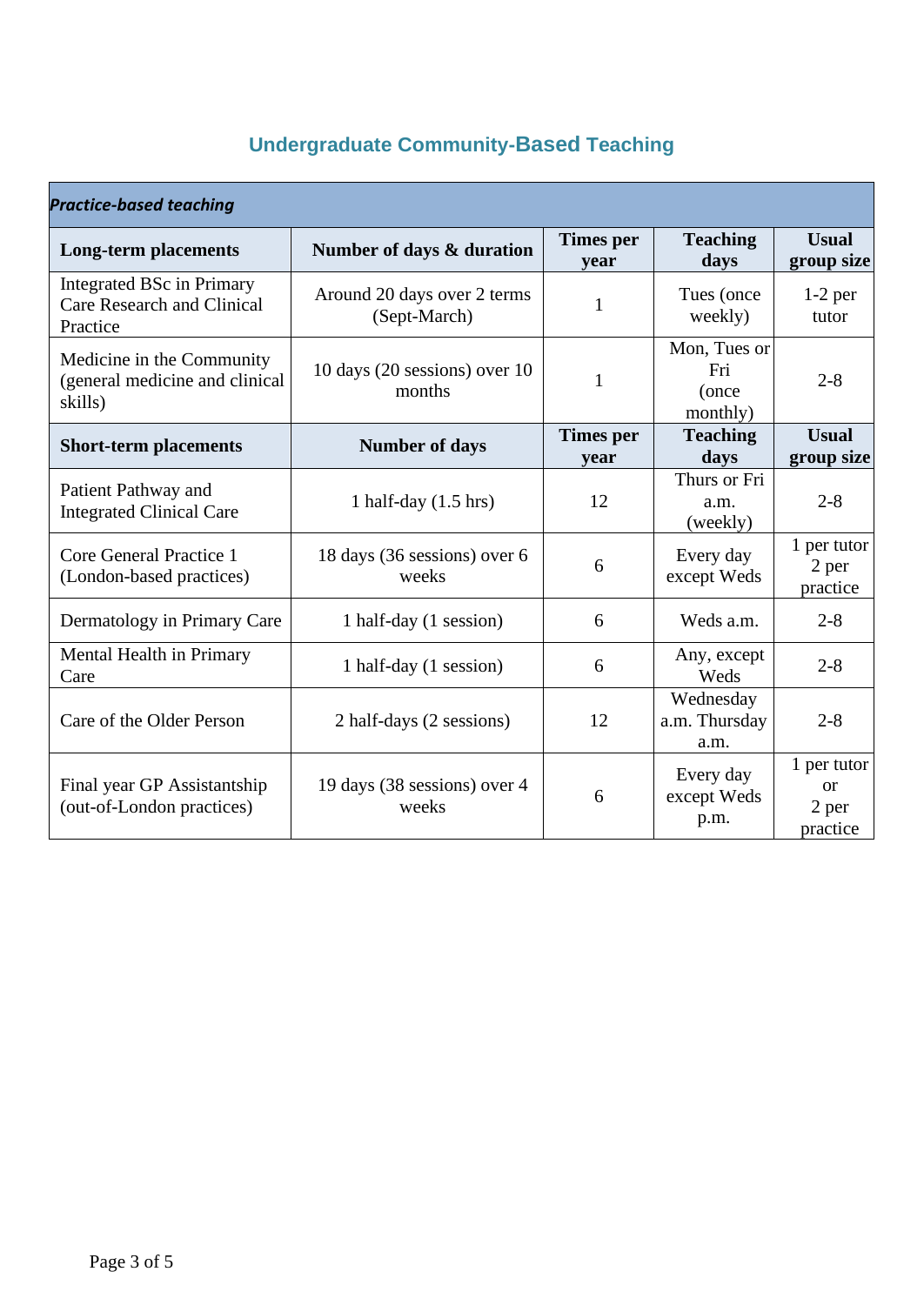# Undergraduate Community-Based Teaching

| *Practice-based teaching* | | | | |
|---|---|---|---|---|
| **Long-term placements** | **Number of days & duration** | **Times per year** | **Teaching days** | **Usual group size** |
| Integrated BSc in Primary Care Research and Clinical Practice | Around 20 days over 2 terms (Sept-March) | 1 | Tues (once weekly) | 1-2 per tutor |
| Medicine in the Community (general medicine and clinical skills) | 10 days (20 sessions) over 10 months | 1 | Mon, Tues or Fri (once monthly) | 2-8 |
| **Short-term placements** | **Number of days** | **Times per year** | **Teaching days** | **Usual group size** |
| Patient Pathway and Integrated Clinical Care | 1 half-day (1.5 hrs) | 12 | Thurs or Fri a.m. (weekly) | 2-8 |
| Core General Practice 1 (London-based practices) | 18 days (36 sessions) over 6 weeks | 6 | Every day except Weds | 1 per tutor 2 per practice |
| Dermatology in Primary Care | 1 half-day (1 session) | 6 | Weds a.m. | 2-8 |
| Mental Health in Primary Care | 1 half-day (1 session) | 6 | Any, except Weds | 2-8 |
| Care of the Older Person | 2 half-days (2 sessions) | 12 | Wednesday a.m. Thursday a.m. | 2-8 |
| Final year GP Assistantship (out-of-London practices) | 19 days (38 sessions) over 4 weeks | 6 | Every day except Weds p.m. | 1 per tutor or 2 per practice |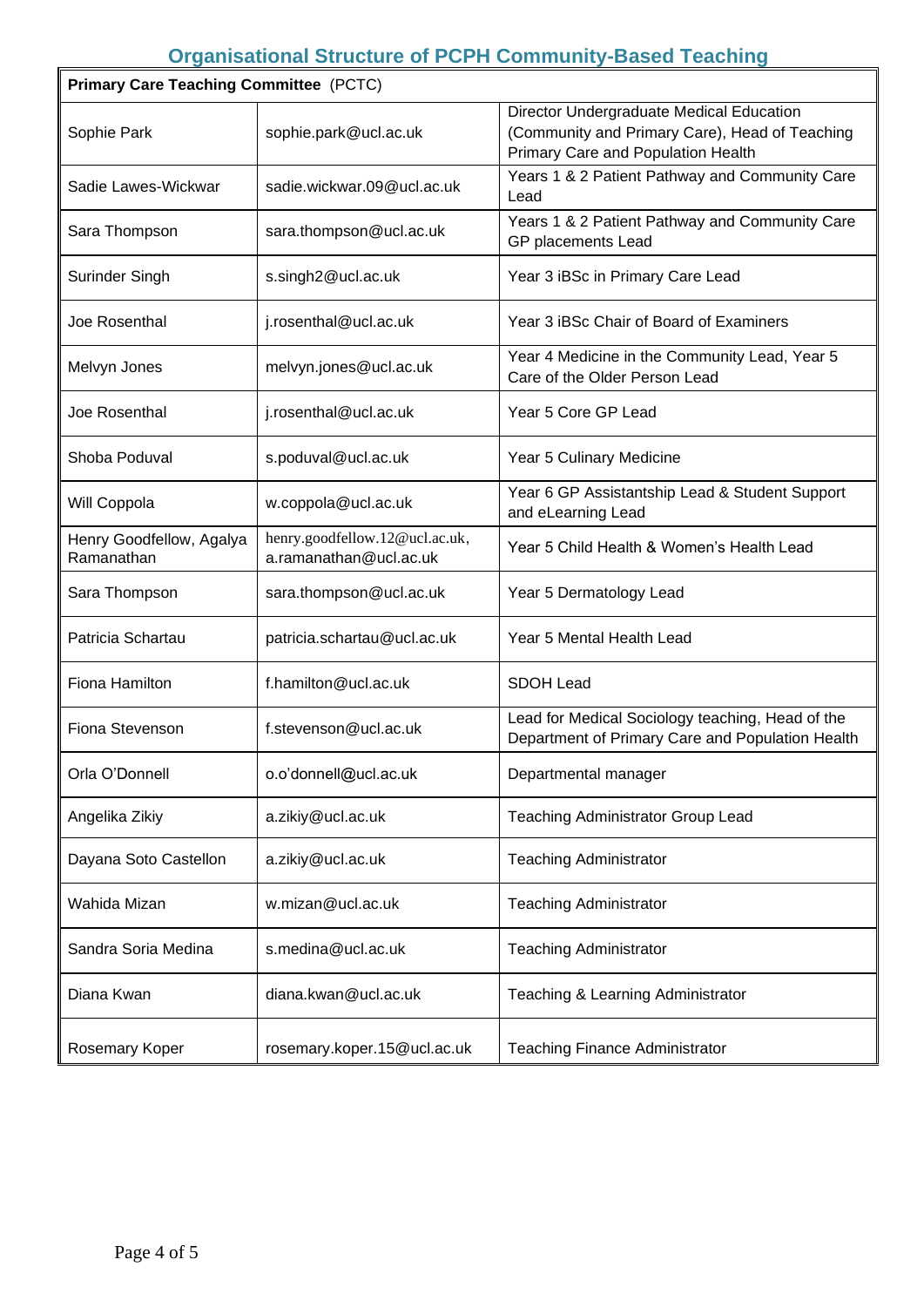## Organisational Structure of PCPH Community-Based Teaching

| **Primary Care Teaching Committee** (PCTC) | | |
|---|---|---|
| Sophie Park | sophie.park@ucl.ac.uk | Director Undergraduate Medical Education (Community and Primary Care), Head of Teaching Primary Care and Population Health |
| Sadie Lawes-Wickwar | sadie.wickwar.09@ucl.ac.uk | Years 1 & 2 Patient Pathway and Community Care Lead |
| Sara Thompson | sara.thompson@ucl.ac.uk | Years 1 & 2 Patient Pathway and Community Care GP placements Lead |
| Surinder Singh | s.singh2@ucl.ac.uk | Year 3 iBSc in Primary Care Lead |
| Joe Rosenthal | j.rosenthal@ucl.ac.uk | Year 3 iBSc Chair of Board of Examiners |
| Melvyn Jones | melvyn.jones@ucl.ac.uk | Year 4 Medicine in the Community Lead, Year 5 Care of the Older Person Lead |
| Joe Rosenthal | j.rosenthal@ucl.ac.uk | Year 5 Core GP Lead |
| Shoba Poduval | s.poduval@ucl.ac.uk | Year 5 Culinary Medicine |
| Will Coppola | w.coppola@ucl.ac.uk | Year 6 GP Assistantship Lead & Student Support and eLearning Lead |
| Henry Goodfellow, Agalya Ramanathan | henry.goodfellow.12@ucl.ac.uk, a.ramanathan@ucl.ac.uk | Year 5 Child Health & Women's Health Lead |
| Sara Thompson | sara.thompson@ucl.ac.uk | Year 5 Dermatology Lead |
| Patricia Schartau | patricia.schartau@ucl.ac.uk | Year 5 Mental Health Lead |
| Fiona Hamilton | f.hamilton@ucl.ac.uk | SDOH Lead |
| Fiona Stevenson | f.stevenson@ucl.ac.uk | Lead for Medical Sociology teaching, Head of the Department of Primary Care and Population Health |
| Orla O'Donnell | o.o'donnell@ucl.ac.uk | Departmental manager |
| Angelika Zikiy | a.zikiy@ucl.ac.uk | Teaching Administrator Group Lead |
| Dayana Soto Castellon | a.zikiy@ucl.ac.uk | Teaching Administrator |
| Wahida Mizan | w.mizan@ucl.ac.uk | Teaching Administrator |
| Sandra Soria Medina | s.medina@ucl.ac.uk | Teaching Administrator |
| Diana Kwan | diana.kwan@ucl.ac.uk | Teaching & Learning Administrator |
| Rosemary Koper | rosemary.koper.15@ucl.ac.uk | Teaching Finance Administrator |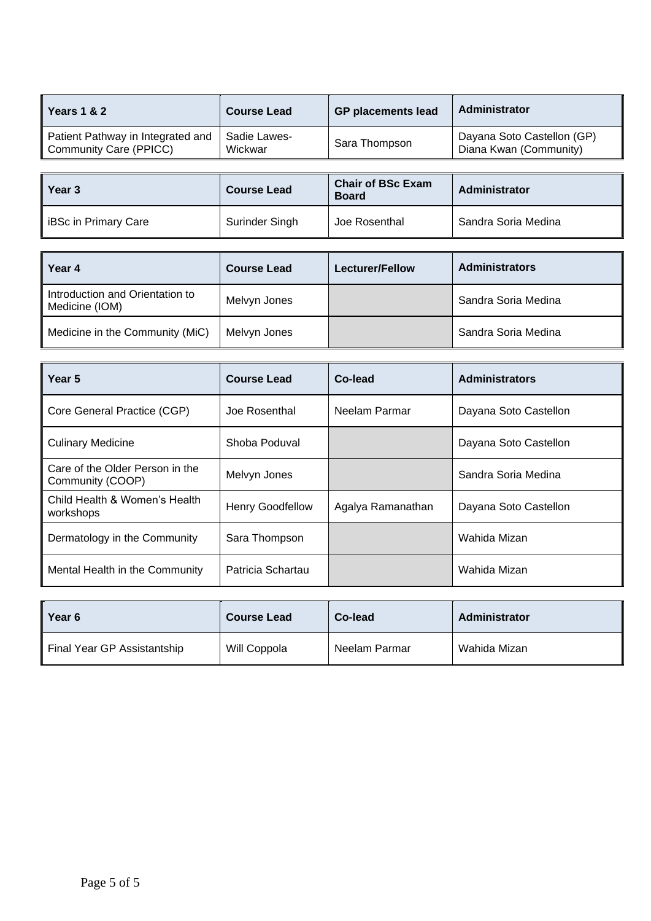| Years 1 & 2 | Course Lead | GP placements lead | Administrator |
|---|---|---|---|
| Patient Pathway in Integrated and Community Care (PPICC) | Sadie Lawes-Wickwar | Sara Thompson | Dayana Soto Castellon (GP) Diana Kwan (Community) |

| Year 3 | Course Lead | Chair of BSc Exam Board | Administrator |
|---|---|---|---|
| iBSc in Primary Care | Surinder Singh | Joe Rosenthal | Sandra Soria Medina |

| Year 4 | Course Lead | Lecturer/Fellow | Administrators |
|---|---|---|---|
| Introduction and Orientation to Medicine (IOM) | Melvyn Jones | | Sandra Soria Medina |
| Medicine in the Community (MiC) | Melvyn Jones | | Sandra Soria Medina |

| Year 5 | Course Lead | Co-lead | Administrators |
|---|---|---|---|
| Core General Practice (CGP) | Joe Rosenthal | Neelam Parmar | Dayana Soto Castellon |
| Culinary Medicine | Shoba Poduval | | Dayana Soto Castellon |
| Care of the Older Person in the Community (COOP) | Melvyn Jones | | Sandra Soria Medina |
| Child Health & Women's Health workshops | Henry Goodfellow | Agalya Ramanathan | Dayana Soto Castellon |
| Dermatology in the Community | Sara Thompson | | Wahida Mizan |
| Mental Health in the Community | Patricia Schartau | | Wahida Mizan |

| Year 6 | Course Lead | Co-lead | Administrator |
|---|---|---|---|
| Final Year GP Assistantship | Will Coppola | Neelam Parmar | Wahida Mizan |